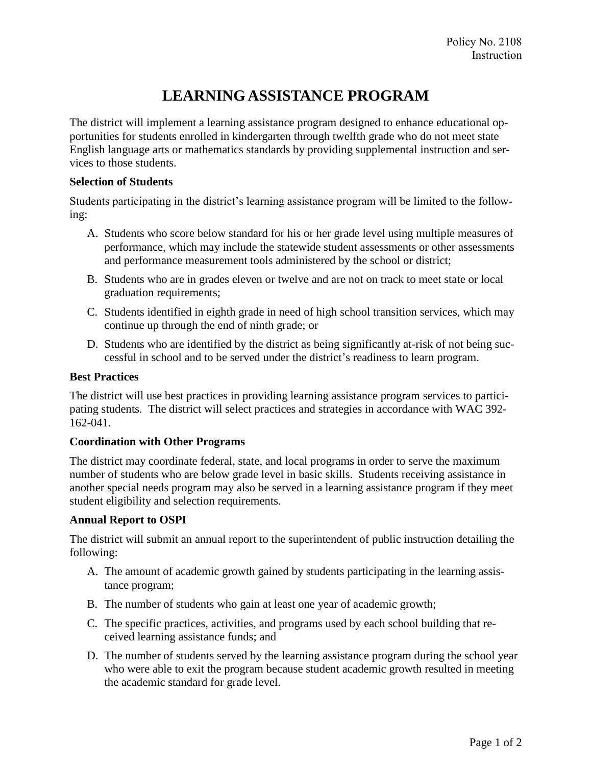Policy No. 2108
Instruction

# LEARNING ASSISTANCE PROGRAM

The district will implement a learning assistance program designed to enhance educational opportunities for students enrolled in kindergarten through twelfth grade who do not meet state English language arts or mathematics standards by providing supplemental instruction and services to those students.

### Selection of Students

Students participating in the district's learning assistance program will be limited to the following:

A. Students who score below standard for his or her grade level using multiple measures of performance, which may include the statewide student assessments or other assessments and performance measurement tools administered by the school or district;

B. Students who are in grades eleven or twelve and are not on track to meet state or local graduation requirements;

C. Students identified in eighth grade in need of high school transition services, which may continue up through the end of ninth grade; or

D. Students who are identified by the district as being significantly at-risk of not being successful in school and to be served under the district's readiness to learn program.

### Best Practices

The district will use best practices in providing learning assistance program services to participating students. The district will select practices and strategies in accordance with WAC 392-162-041.

### Coordination with Other Programs

The district may coordinate federal, state, and local programs in order to serve the maximum number of students who are below grade level in basic skills. Students receiving assistance in another special needs program may also be served in a learning assistance program if they meet student eligibility and selection requirements.

### Annual Report to OSPI

The district will submit an annual report to the superintendent of public instruction detailing the following:

A. The amount of academic growth gained by students participating in the learning assistance program;

B. The number of students who gain at least one year of academic growth;

C. The specific practices, activities, and programs used by each school building that received learning assistance funds; and

D. The number of students served by the learning assistance program during the school year who were able to exit the program because student academic growth resulted in meeting the academic standard for grade level.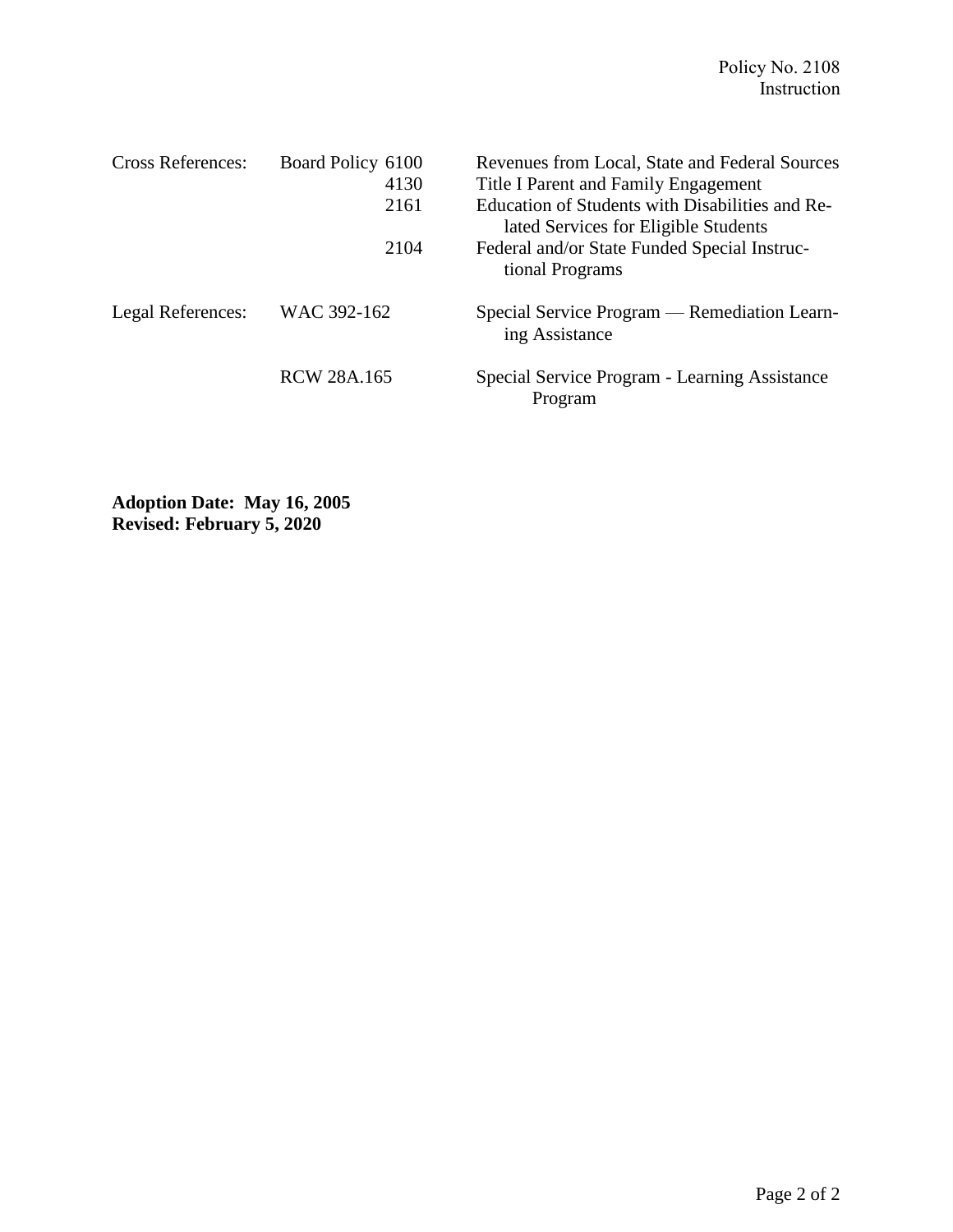| | | |
|---|---|---|
| Cross References: | Board Policy 6100 | Revenues from Local, State and Federal Sources |
| | 4130 | Title I Parent and Family Engagement |
| | 2161 | Education of Students with Disabilities and Related Services for Eligible Students |
| | 2104 | Federal and/or State Funded Special Instructional Programs |
| Legal References: | WAC 392-162 | Special Service Program — Remediation Learning Assistance |
| | RCW 28A.165 | Special Service Program - Learning Assistance Program |

**Adoption Date: May 16, 2005**
**Revised: February 5, 2020**